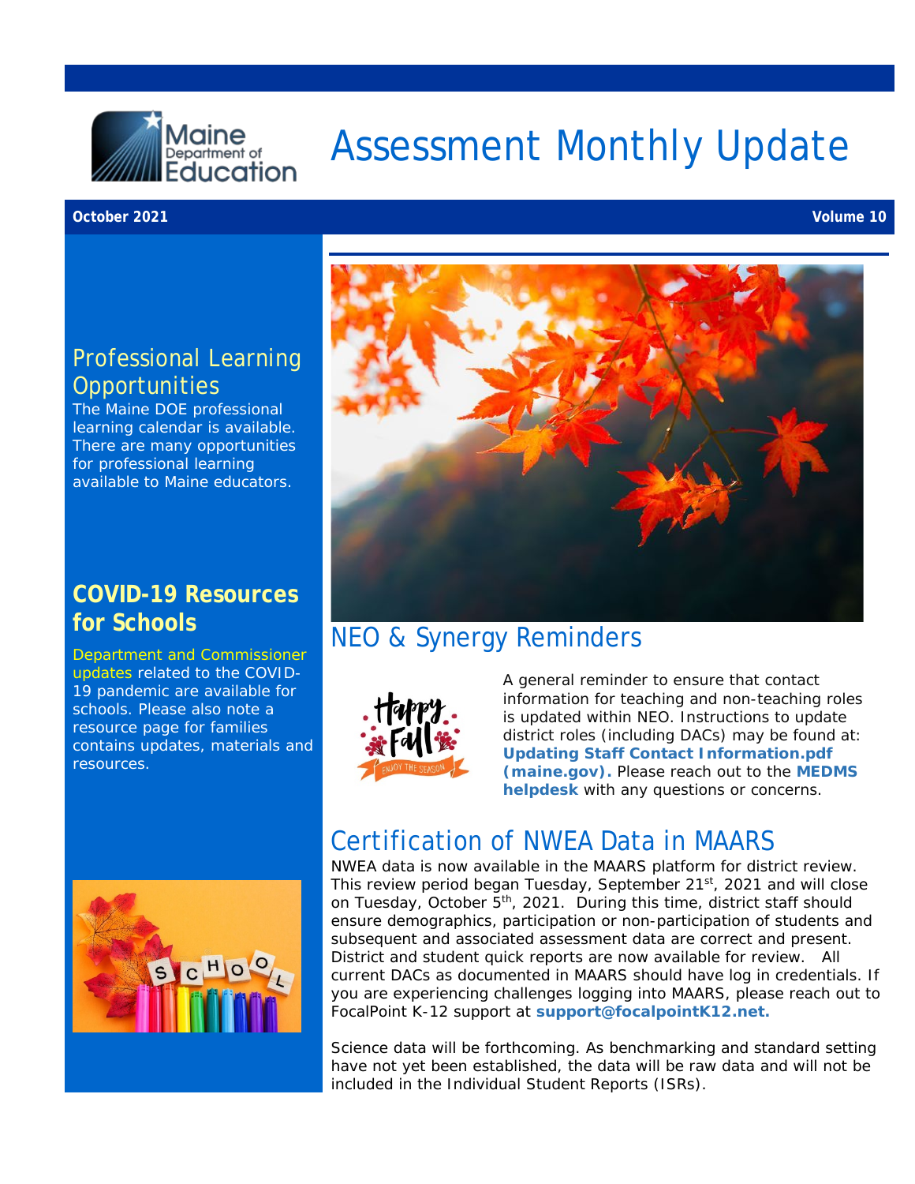# Assessment Monthly Update

**October 2021** **Volume 10**

## Professional Learning Opportunities

The Maine DOE professional learning calendar is available. There are many opportunities for professional learning available to Maine educators.

## COVID-19 Resources for Schools

Department and Commissioner updates related to the COVID-19 pandemic are available for schools. Please also note a resource page for families contains updates, materials and resources.

## NEO & Synergy Reminders

A general reminder to ensure that contact information for teaching and non-teaching roles is updated within NEO. Instructions to update district roles (including DACs) may be found at: **Updating Staff Contact Information.pdf (maine.gov).** Please reach out to the **MEDMS helpdesk** with any questions or concerns.

## Certification of NWEA Data in MAARS

NWEA data is now available in the MAARS platform for district review. This review period began Tuesday, September 21st, 2021 and will close on Tuesday, October 5th, 2021. During this time, district staff should ensure demographics, participation or non-participation of students and subsequent and associated assessment data are correct and present. District and student quick reports are now available for review. All current DACs as documented in MAARS should have log in credentials. If you are experiencing challenges logging into MAARS, please reach out to FocalPoint K-12 support at **support@focalpointK12.net.**

Science data will be forthcoming. As benchmarking and standard setting have not yet been established, the data will be raw data and will not be included in the Individual Student Reports (ISRs).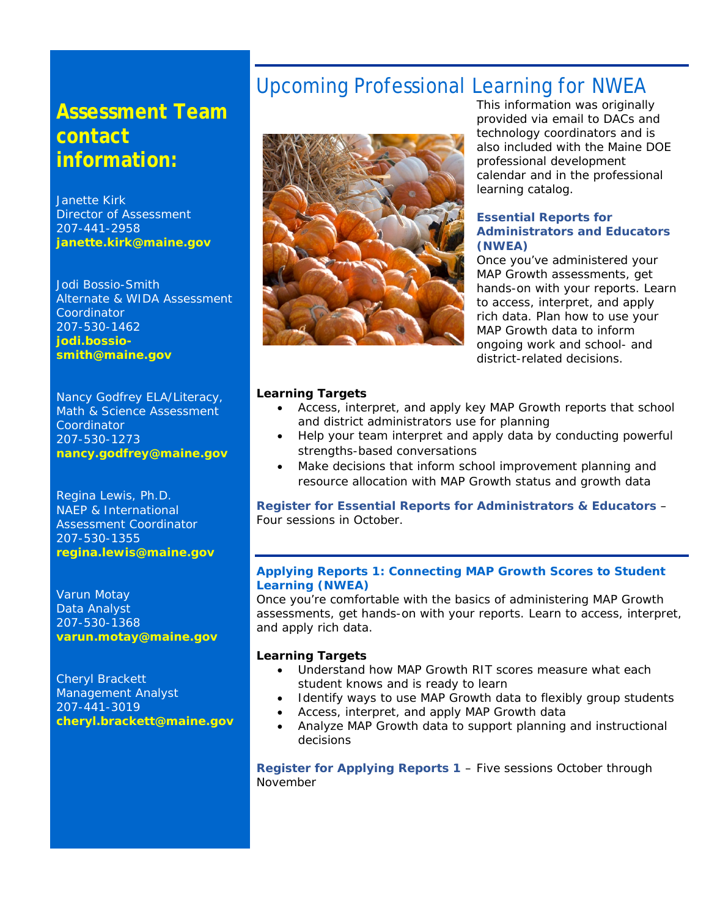## Assessment Team contact information:

Janette Kirk
Director of Assessment
207-441-2958
**janette.kirk@maine.gov**

Jodi Bossio-Smith
Alternate & WIDA Assessment Coordinator
207-530-1462
**jodi.bossio-smith@maine.gov**

Nancy Godfrey ELA/Literacy, Math & Science Assessment Coordinator
207-530-1273
**nancy.godfrey@maine.gov**

Regina Lewis, Ph.D.
NAEP & International Assessment Coordinator
207-530-1355
**regina.lewis@maine.gov**

Varun Motay
Data Analyst
207-530-1368
**varun.motay@maine.gov**

Cheryl Brackett
Management Analyst
207-441-3019
**cheryl.brackett@maine.gov**

# Upcoming Professional Learning for NWEA

This information was originally provided via email to DACs and technology coordinators and is also included with the Maine DOE professional development calendar and in the professional learning catalog.

### Essential Reports for Administrators and Educators (NWEA)

Once you've administered your MAP Growth assessments, get hands-on with your reports. Learn to access, interpret, and apply rich data. Plan how to use your MAP Growth data to inform ongoing work and school- and district-related decisions.

**Learning Targets**

- Access, interpret, and apply key MAP Growth reports that school and district administrators use for planning
- Help your team interpret and apply data by conducting powerful strengths-based conversations
- Make decisions that inform school improvement planning and resource allocation with MAP Growth status and growth data

**Register for Essential Reports for Administrators & Educators** – Four sessions in October.

### Applying Reports 1: Connecting MAP Growth Scores to Student Learning (NWEA)

Once you're comfortable with the basics of administering MAP Growth assessments, get hands-on with your reports. Learn to access, interpret, and apply rich data.

**Learning Targets**

- Understand how MAP Growth RIT scores measure what each student knows and is ready to learn
- Identify ways to use MAP Growth data to flexibly group students
- Access, interpret, and apply MAP Growth data
- Analyze MAP Growth data to support planning and instructional decisions

**Register for Applying Reports 1** – Five sessions October through November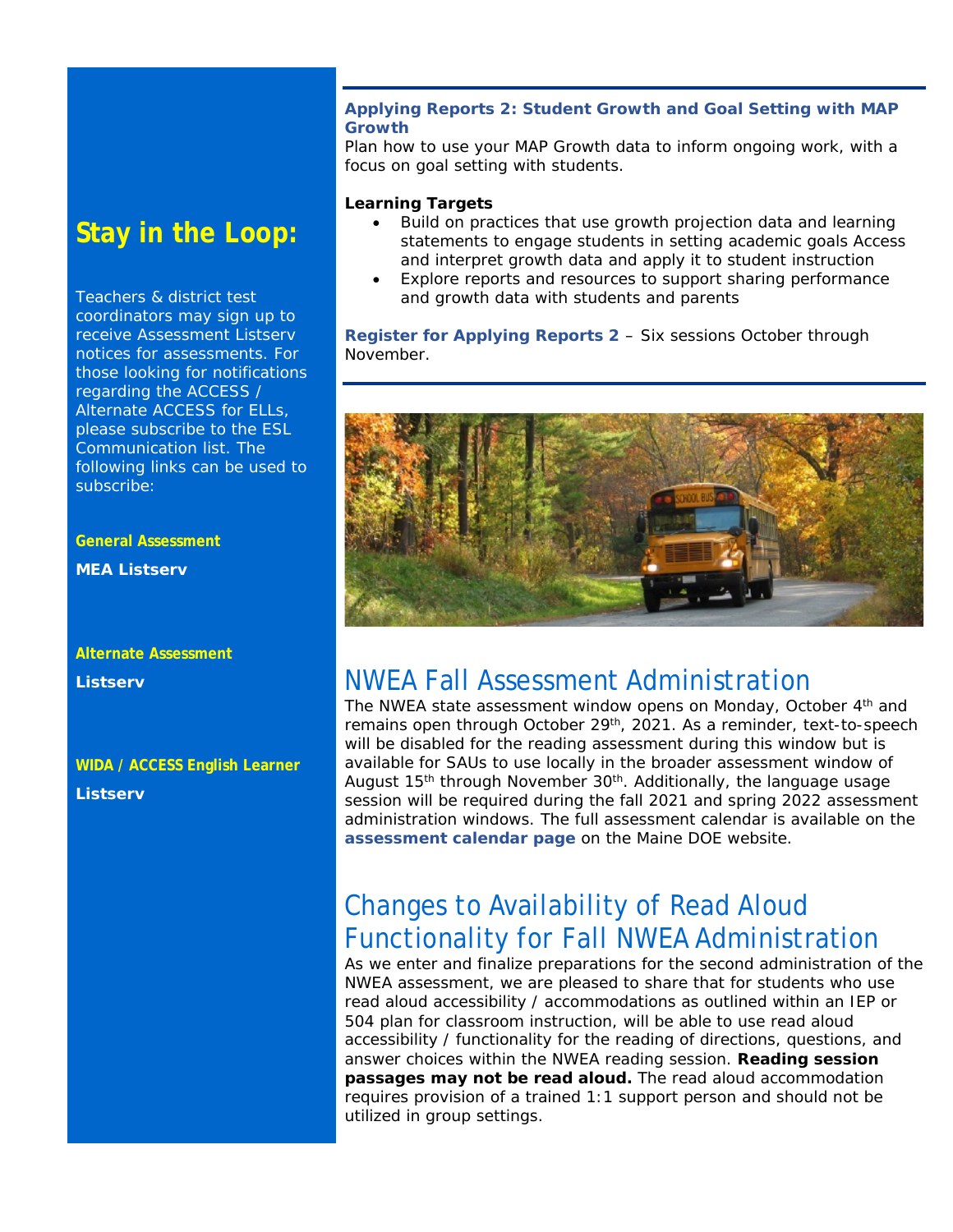## Stay in the Loop:

Teachers & district test coordinators may sign up to receive Assessment Listserv notices for assessments. For those looking for notifications regarding the ACCESS / Alternate ACCESS for ELLs, please subscribe to the ESL Communication list. The following links can be used to subscribe:

**General Assessment**

**MEA Listserv**

**Alternate Assessment**

**Listserv**

**WIDA / ACCESS English Learner**

**Listserv**

**Applying Reports 2: Student Growth and Goal Setting with MAP Growth**

Plan how to use your MAP Growth data to inform ongoing work, with a focus on goal setting with students.

**Learning Targets**

- Build on practices that use growth projection data and learning statements to engage students in setting academic goals Access and interpret growth data and apply it to student instruction
- Explore reports and resources to support sharing performance and growth data with students and parents

**Register for Applying Reports 2** – Six sessions October through November.

## NWEA Fall Assessment Administration

The NWEA state assessment window opens on Monday, October 4th and remains open through October 29th, 2021. As a reminder, text-to-speech will be disabled for the reading assessment during this window but is available for SAUs to use locally in the broader assessment window of August 15th through November 30th. Additionally, the language usage session will be required during the fall 2021 and spring 2022 assessment administration windows. The full assessment calendar is available on the **assessment calendar page** on the Maine DOE website.

## Changes to Availability of Read Aloud Functionality for Fall NWEA Administration

As we enter and finalize preparations for the second administration of the NWEA assessment, we are pleased to share that for students who use read aloud accessibility / accommodations as outlined within an IEP or 504 plan for classroom instruction, will be able to use read aloud accessibility / functionality for the reading of directions, questions, and answer choices within the NWEA reading session. **Reading session passages may not be read aloud.** The read aloud accommodation requires provision of a trained 1:1 support person and should not be utilized in group settings.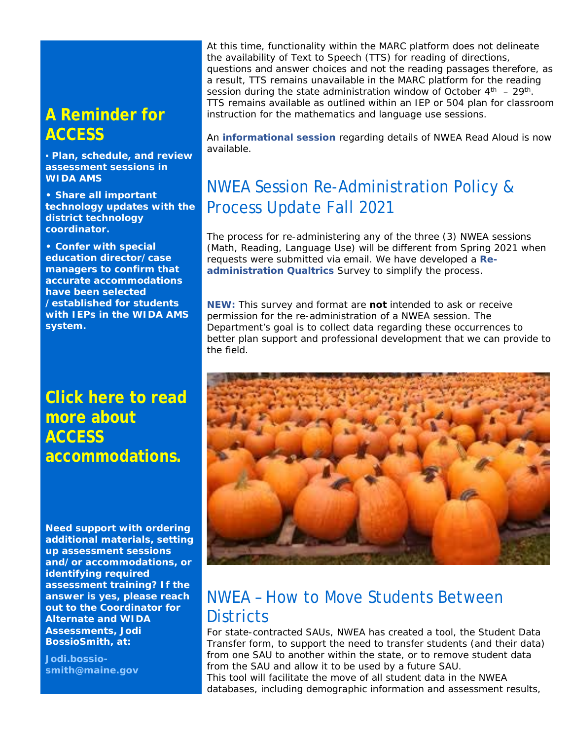## A Reminder for ACCESS

- **Plan, schedule, and review assessment sessions in WIDA AMS**
- **Share all important technology updates with the district technology coordinator.**
- **Confer with special education director/case managers to confirm that accurate accommodations have been selected /established for students with IEPs in the WIDA AMS system.**

## Click here to read more about ACCESS accommodations.

**Need support with ordering additional materials, setting up assessment sessions and/or accommodations, or identifying required assessment training? If the answer is yes, please reach out to the Coordinator for Alternate and WIDA Assessments, Jodi BossioSmith, at:**

**Jodi.bossio-smith@maine.gov**

At this time, functionality within the MARC platform does not delineate the availability of Text to Speech (TTS) for reading of directions, questions and answer choices and not the reading passages therefore, as a result, TTS remains unavailable in the MARC platform for the reading session during the state administration window of October 4th – 29th. TTS remains available as outlined within an IEP or 504 plan for classroom instruction for the mathematics and language use sessions.

An **informational session** regarding details of NWEA Read Aloud is now available.

## NWEA Session Re-Administration Policy & Process Update Fall 2021

The process for re-administering any of the three (3) NWEA sessions (Math, Reading, Language Use) will be different from Spring 2021 when requests were submitted via email. We have developed a **Re-administration Qualtrics** Survey to simplify the process.

**NEW:** This survey and format are **not** intended to ask or receive permission for the re-administration of a NWEA session. The Department's goal is to collect data regarding these occurrences to better plan support and professional development that we can provide to the field.

## NWEA – How to Move Students Between Districts

For state-contracted SAUs, NWEA has created a tool, the Student Data Transfer form, to support the need to transfer students (and their data) from one SAU to another within the state, or to remove student data from the SAU and allow it to be used by a future SAU.
This tool will facilitate the move of all student data in the NWEA databases, including demographic information and assessment results,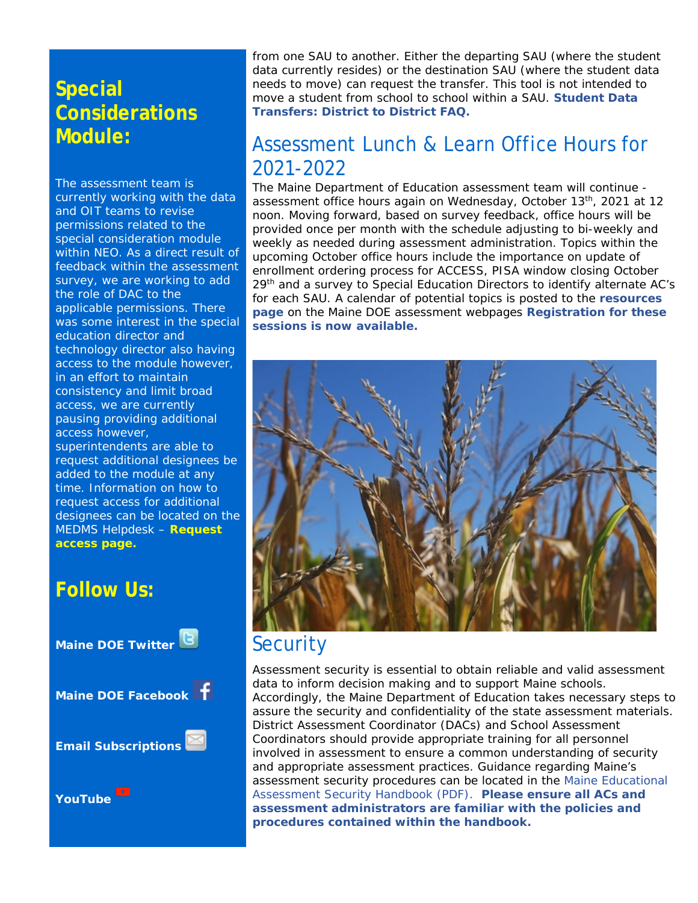## Special Considerations Module:

The assessment team is currently working with the data and OIT teams to revise permissions related to the special consideration module within NEO. As a direct result of feedback within the assessment survey, we are working to add the role of DAC to the applicable permissions. There was some interest in the special education director and technology director also having access to the module however, in an effort to maintain consistency and limit broad access, we are currently pausing providing additional access however, superintendents are able to request additional designees be added to the module at any time. Information on how to request access for additional designees can be located on the MEDMS Helpdesk – **Request access page.**

## Follow Us:

**Maine DOE Twitter**

**Maine DOE Facebook**

**Email Subscriptions**

**YouTube**

from one SAU to another. Either the departing SAU (where the student data currently resides) or the destination SAU (where the student data needs to move) can request the transfer. This tool is not intended to move a student from school to school within a SAU. **Student Data Transfers: District to District FAQ.**

## Assessment Lunch & Learn Office Hours for 2021-2022

The Maine Department of Education assessment team will continue -assessment office hours again on Wednesday, October 13th, 2021 at 12 noon. Moving forward, based on survey feedback, office hours will be provided once per month with the schedule adjusting to bi-weekly and weekly as needed during assessment administration. Topics within the upcoming October office hours include the importance on update of enrollment ordering process for ACCESS, PISA window closing October 29th and a survey to Special Education Directors to identify alternate AC's for each SAU. A calendar of potential topics is posted to the **resources page** on the Maine DOE assessment webpages **Registration for these sessions is now available.**

## Security

Assessment security is essential to obtain reliable and valid assessment data to inform decision making and to support Maine schools. Accordingly, the Maine Department of Education takes necessary steps to assure the security and confidentiality of the state assessment materials. District Assessment Coordinator (DACs) and School Assessment Coordinators should provide appropriate training for all personnel involved in assessment to ensure a common understanding of security and appropriate assessment practices. Guidance regarding Maine's assessment security procedures can be located in the Maine Educational Assessment Security Handbook (PDF). **Please ensure all ACs and assessment administrators are familiar with the policies and procedures contained within the handbook.**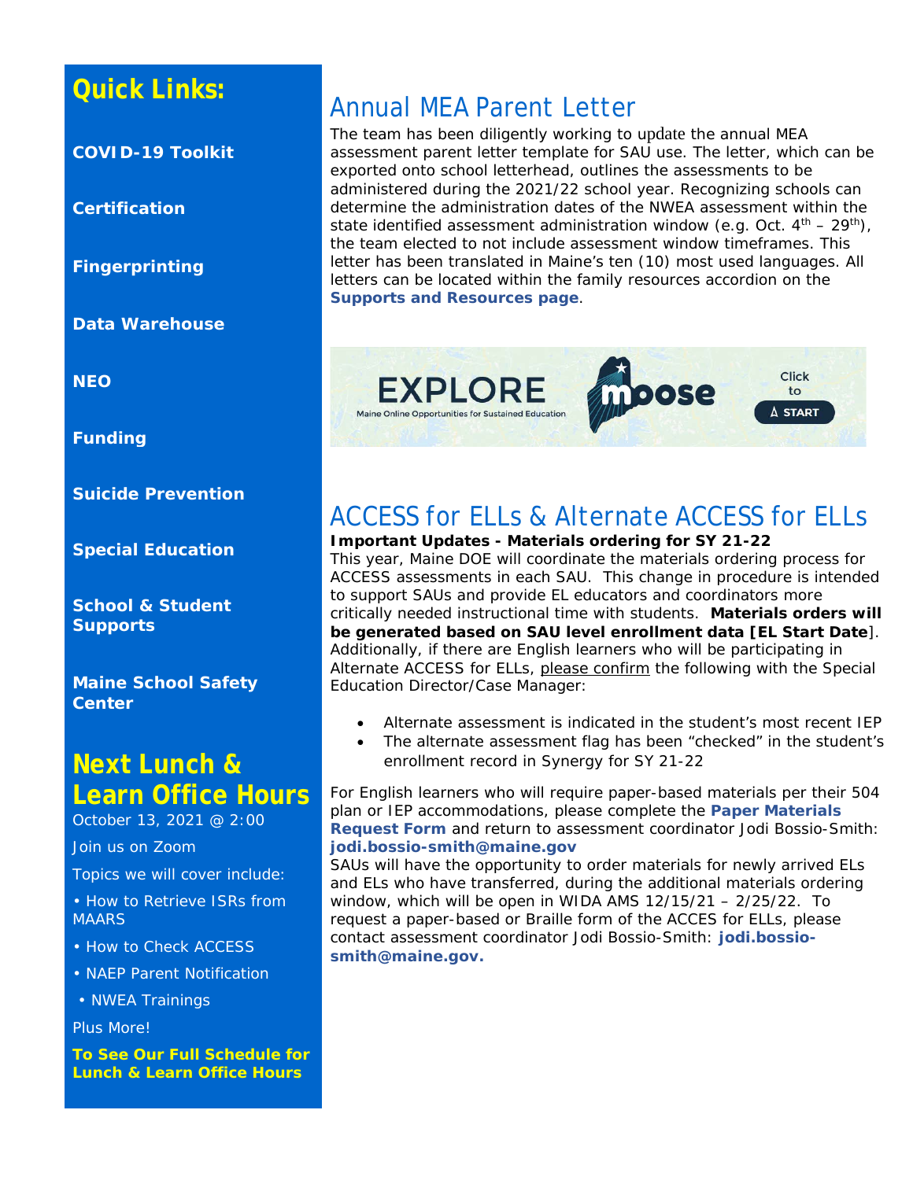## Quick Links:

**COVID-19 Toolkit**

**Certification**

**Fingerprinting**

**Data Warehouse**

**NEO**

**Funding**

**Suicide Prevention**

**Special Education**

**School & Student Supports**

**Maine School Safety Center**

## Next Lunch & Learn Office Hours

October 13, 2021 @ 2:00

Join us on Zoom

Topics we will cover include:

- How to Retrieve ISRs from MAARS
- How to Check ACCESS
- NAEP Parent Notification
- NWEA Trainings

Plus More!

**To See Our Full Schedule for Lunch & Learn Office Hours**

# Annual MEA Parent Letter

The team has been diligently working to update the annual MEA assessment parent letter template for SAU use. The letter, which can be exported onto school letterhead, outlines the assessments to be administered during the 2021/22 school year. Recognizing schools can determine the administration dates of the NWEA assessment within the state identified assessment administration window (e.g. Oct. 4th – 29th), the team elected to not include assessment window timeframes. This letter has been translated in Maine's ten (10) most used languages. All letters can be located within the family resources accordion on the **Supports and Resources page**.

EXPLORE Maine Online Opportunities for Sustained Education — moose — Click to START

# ACCESS for ELLs & Alternate ACCESS for ELLs

**Important Updates - Materials ordering for SY 21-22**

This year, Maine DOE will coordinate the materials ordering process for ACCESS assessments in each SAU. This change in procedure is intended to support SAUs and provide EL educators and coordinators more critically needed instructional time with students. **Materials orders will be generated based on SAU level enrollment data [EL Start Date]**. Additionally, if there are English learners who will be participating in Alternate ACCESS for ELLs, please confirm the following with the Special Education Director/Case Manager:

- Alternate assessment is indicated in the student's most recent IEP
- The alternate assessment flag has been "checked" in the student's enrollment record in Synergy for SY 21-22

For English learners who will require paper-based materials per their 504 plan or IEP accommodations, please complete the **Paper Materials Request Form** and return to assessment coordinator Jodi Bossio-Smith: **jodi.bossio-smith@maine.gov**

SAUs will have the opportunity to order materials for newly arrived ELs and ELs who have transferred, during the additional materials ordering window, which will be open in WIDA AMS 12/15/21 – 2/25/22. To request a paper-based or Braille form of the ACCES for ELLs, please contact assessment coordinator Jodi Bossio-Smith: **jodi.bossio-smith@maine.gov.**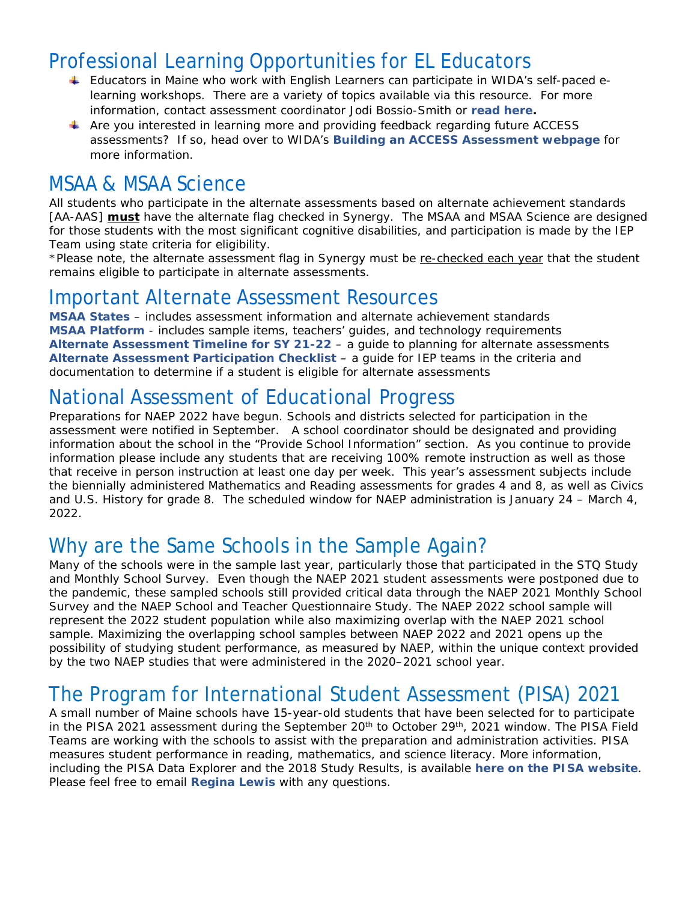## Professional Learning Opportunities for EL Educators

- Educators in Maine who work with English Learners can participate in WIDA's self-paced e-learning workshops. There are a variety of topics available via this resource. For more information, contact assessment coordinator Jodi Bossio-Smith or **read here.**
- Are you interested in learning more and providing feedback regarding future ACCESS assessments? If so, head over to WIDA's **Building an ACCESS Assessment webpage** for more information.

## MSAA & MSAA Science

All students who participate in the alternate assessments based on alternate achievement standards [AA-AAS] **must** have the alternate flag checked in Synergy. The MSAA and MSAA Science are designed for those students with the most significant cognitive disabilities, and participation is made by the IEP Team using state criteria for eligibility.

*Please note, the alternate assessment flag in Synergy must be re-checked each year that the student remains eligible to participate in alternate assessments.

## Important Alternate Assessment Resources

**MSAA States** – includes assessment information and alternate achievement standards
**MSAA Platform** - includes sample items, teachers' guides, and technology requirements
**Alternate Assessment Timeline for SY 21-22** – a guide to planning for alternate assessments
**Alternate Assessment Participation Checklist** – a guide for IEP teams in the criteria and documentation to determine if a student is eligible for alternate assessments

## National Assessment of Educational Progress

Preparations for NAEP 2022 have begun. Schools and districts selected for participation in the assessment were notified in September. A school coordinator should be designated and providing information about the school in the "Provide School Information" section. As you continue to provide information please include any students that are receiving 100% remote instruction as well as those that receive in person instruction at least one day per week. This year's assessment subjects include the biennially administered Mathematics and Reading assessments for grades 4 and 8, as well as Civics and U.S. History for grade 8. The scheduled window for NAEP administration is January 24 – March 4, 2022.

## Why are the Same Schools in the Sample Again?

Many of the schools were in the sample last year, particularly those that participated in the STQ Study and Monthly School Survey. Even though the NAEP 2021 student assessments were postponed due to the pandemic, these sampled schools still provided critical data through the NAEP 2021 Monthly School Survey and the NAEP School and Teacher Questionnaire Study. The NAEP 2022 school sample will represent the 2022 student population while also maximizing overlap with the NAEP 2021 school sample. Maximizing the overlapping school samples between NAEP 2022 and 2021 opens up the possibility of studying student performance, as measured by NAEP, within the unique context provided by the two NAEP studies that were administered in the 2020–2021 school year.

## The Program for International Student Assessment (PISA) 2021

A small number of Maine schools have 15-year-old students that have been selected for to participate in the PISA 2021 assessment during the September 20th to October 29th, 2021 window. The PISA Field Teams are working with the schools to assist with the preparation and administration activities. PISA measures student performance in reading, mathematics, and science literacy. More information, including the PISA Data Explorer and the 2018 Study Results, is available **here on the PISA website**. Please feel free to email **Regina Lewis** with any questions.